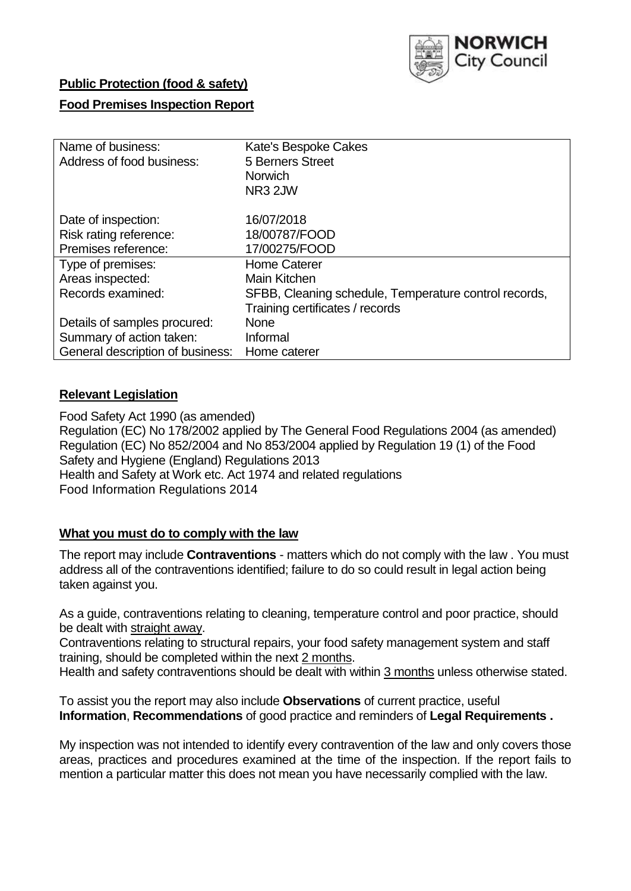**Public Protection (food & safety)**

**Food Premises Inspection Report**

| Name of business: | Kate's Bespoke Cakes |
|---|---|
| Address of food business: | 5 Berners Street<br>Norwich<br>NR3 2JW |
| Date of inspection: | 16/07/2018 |
| Risk rating reference: | 18/00787/FOOD |
| Premises reference: | 17/00275/FOOD |
| Type of premises: | Home Caterer |
| Areas inspected: | Main Kitchen |
| Records examined: | SFBB, Cleaning schedule, Temperature control records, Training certificates / records |
| Details of samples procured: | None |
| Summary of action taken: | Informal |
| General description of business: | Home caterer |

## **Relevant Legislation**

Food Safety Act 1990 (as amended)
Regulation (EC) No 178/2002 applied by The General Food Regulations 2004 (as amended)
Regulation (EC) No 852/2004 and No 853/2004 applied by Regulation 19 (1) of the Food Safety and Hygiene (England) Regulations 2013
Health and Safety at Work etc. Act 1974 and related regulations
Food Information Regulations 2014

## **What you must do to comply with the law**

The report may include **Contraventions** - matters which do not comply with the law . You must address all of the contraventions identified; failure to do so could result in legal action being taken against you.

As a guide, contraventions relating to cleaning, temperature control and poor practice, should be dealt with straight away.
Contraventions relating to structural repairs, your food safety management system and staff training, should be completed within the next 2 months.
Health and safety contraventions should be dealt with within 3 months unless otherwise stated.

To assist you the report may also include **Observations** of current practice, useful **Information**, **Recommendations** of good practice and reminders of **Legal Requirements .**

My inspection was not intended to identify every contravention of the law and only covers those areas, practices and procedures examined at the time of the inspection. If the report fails to mention a particular matter this does not mean you have necessarily complied with the law.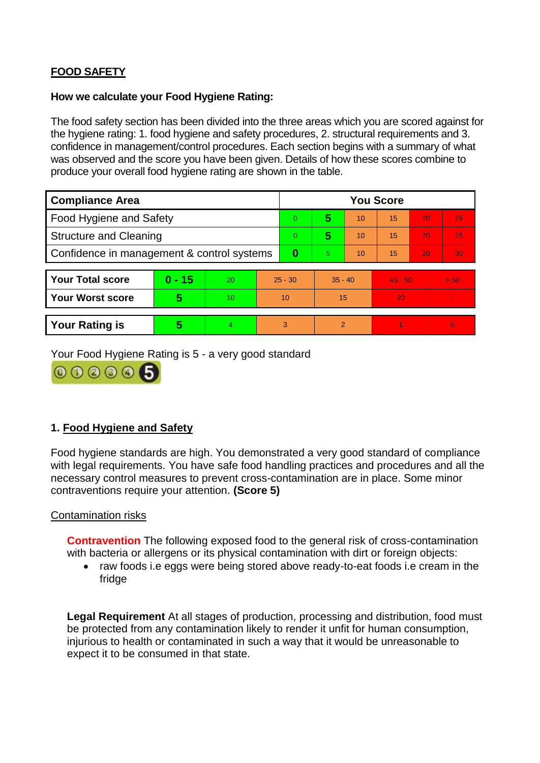## FOOD SAFETY

**How we calculate your Food Hygiene Rating:**

The food safety section has been divided into the three areas which you are scored against for the hygiene rating: 1. food hygiene and safety procedures, 2. structural requirements and 3. confidence in management/control procedures. Each section begins with a summary of what was observed and the score you have been given. Details of how these scores combine to produce your overall food hygiene rating are shown in the table.

| Compliance Area | You Score | | | | | |
|---|---|---|---|---|---|---|
| Food Hygiene and Safety | 0 | **5** | 10 | 15 | 20 | 25 |
| Structure and Cleaning | 0 | **5** | 10 | 15 | 20 | 25 |
| Confidence in management & control systems | **0** | 5 | 10 | 15 | 20 | 30 |

| | | | | | | |
|---|---|---|---|---|---|---|
| **Your Total score** | **0 - 15** | 20 | 25 - 30 | 35 - 40 | 45 - 50 | > 50 |
| **Your Worst score** | **5** | 10 | 10 | 15 | 20 | - |

| | | | | | | |
|---|---|---|---|---|---|---|
| **Your Rating is** | **5** | 4 | 3 | 2 | 1 | 0 |

Your Food Hygiene Rating is 5 - a very good standard

### 1. Food Hygiene and Safety

Food hygiene standards are high. You demonstrated a very good standard of compliance with legal requirements. You have safe food handling practices and procedures and all the necessary control measures to prevent cross-contamination are in place. Some minor contraventions require your attention. **(Score 5)**

Contamination risks

**Contravention** The following exposed food to the general risk of cross-contamination with bacteria or allergens or its physical contamination with dirt or foreign objects:

- raw foods i.e eggs were being stored above ready-to-eat foods i.e cream in the fridge

**Legal Requirement** At all stages of production, processing and distribution, food must be protected from any contamination likely to render it unfit for human consumption, injurious to health or contaminated in such a way that it would be unreasonable to expect it to be consumed in that state.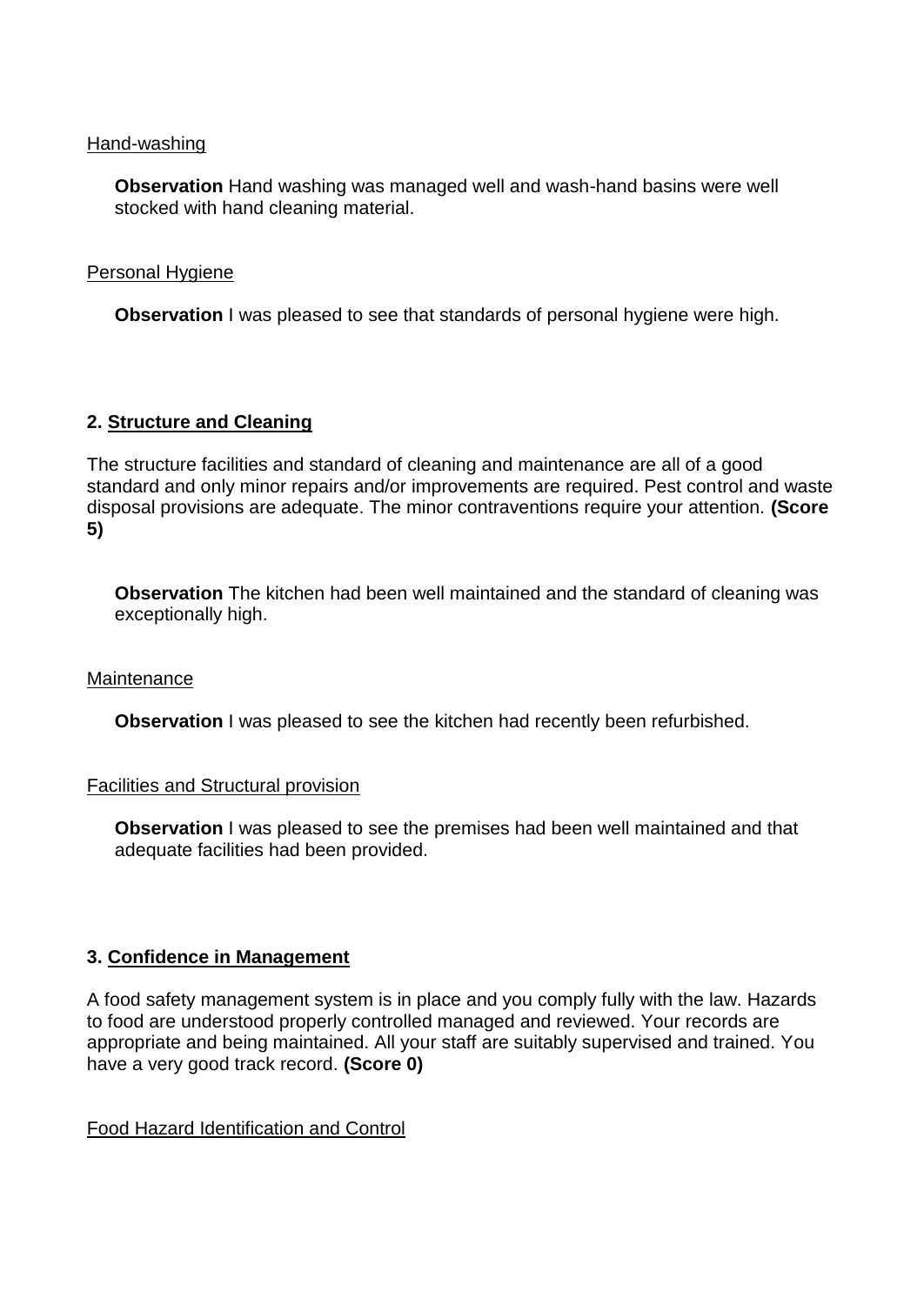Hand-washing

**Observation** Hand washing was managed well and wash-hand basins were well stocked with hand cleaning material.

Personal Hygiene

**Observation** I was pleased to see that standards of personal hygiene were high.

## 2. Structure and Cleaning

The structure facilities and standard of cleaning and maintenance are all of a good standard and only minor repairs and/or improvements are required. Pest control and waste disposal provisions are adequate. The minor contraventions require your attention. **(Score 5)**

**Observation** The kitchen had been well maintained and the standard of cleaning was exceptionally high.

Maintenance

**Observation** I was pleased to see the kitchen had recently been refurbished.

Facilities and Structural provision

**Observation** I was pleased to see the premises had been well maintained and that adequate facilities had been provided.

## 3. Confidence in Management

A food safety management system is in place and you comply fully with the law. Hazards to food are understood properly controlled managed and reviewed. Your records are appropriate and being maintained. All your staff are suitably supervised and trained. You have a very good track record. **(Score 0)**

Food Hazard Identification and Control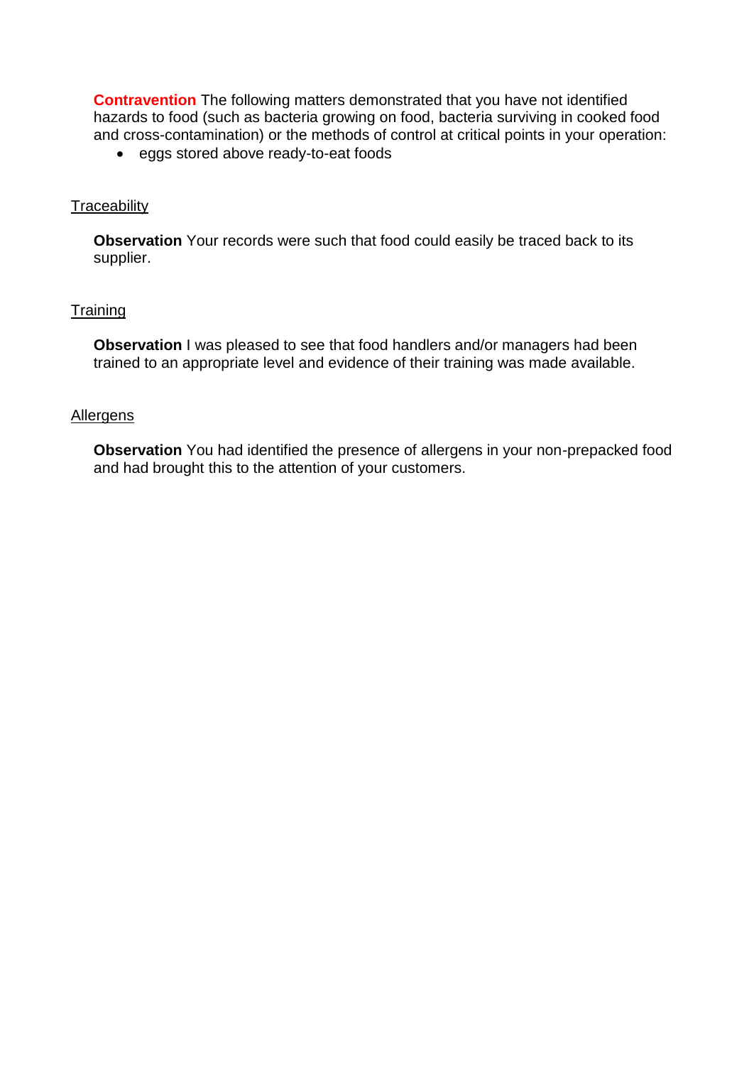**Contravention** The following matters demonstrated that you have not identified hazards to food (such as bacteria growing on food, bacteria surviving in cooked food and cross-contamination) or the methods of control at critical points in your operation:

- eggs stored above ready-to-eat foods

Traceability

**Observation** Your records were such that food could easily be traced back to its supplier.

Training

**Observation** I was pleased to see that food handlers and/or managers had been trained to an appropriate level and evidence of their training was made available.

Allergens

**Observation** You had identified the presence of allergens in your non-prepacked food and had brought this to the attention of your customers.